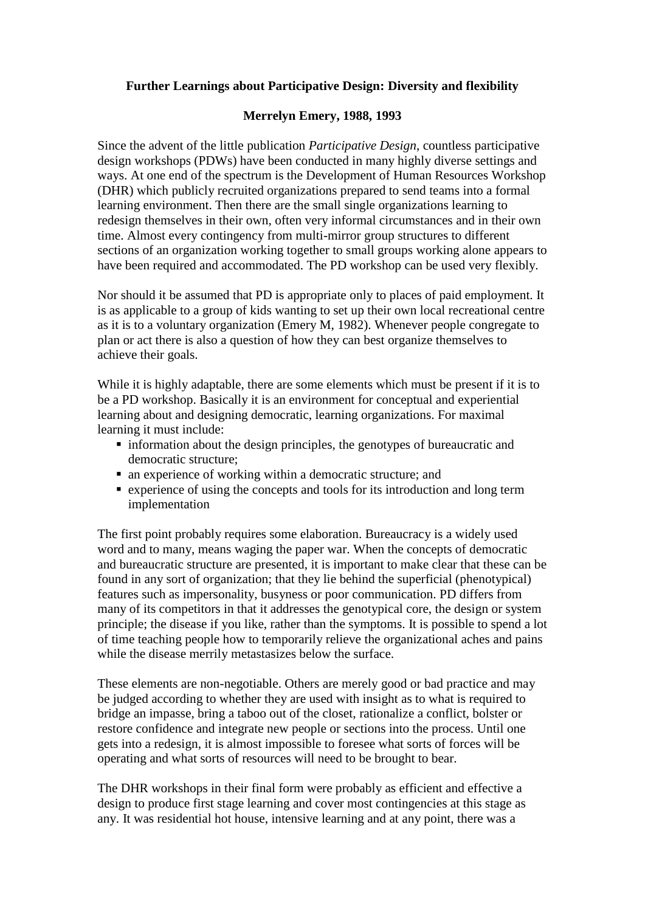# Further Learnings about Participative Design: Diversity and flexibility

**Merrelyn Emery, 1988, 1993**

Since the advent of the little publication *Participative Design*, countless participative design workshops (PDWs) have been conducted in many highly diverse settings and ways. At one end of the spectrum is the Development of Human Resources Workshop (DHR) which publicly recruited organizations prepared to send teams into a formal learning environment. Then there are the small single organizations learning to redesign themselves in their own, often very informal circumstances and in their own time. Almost every contingency from multi-mirror group structures to different sections of an organization working together to small groups working alone appears to have been required and accommodated. The PD workshop can be used very flexibly.

Nor should it be assumed that PD is appropriate only to places of paid employment. It is as applicable to a group of kids wanting to set up their own local recreational centre as it is to a voluntary organization (Emery M, 1982). Whenever people congregate to plan or act there is also a question of how they can best organize themselves to achieve their goals.

While it is highly adaptable, there are some elements which must be present if it is to be a PD workshop. Basically it is an environment for conceptual and experiential learning about and designing democratic, learning organizations. For maximal learning it must include:

- information about the design principles, the genotypes of bureaucratic and democratic structure;
- an experience of working within a democratic structure; and
- experience of using the concepts and tools for its introduction and long term implementation

The first point probably requires some elaboration. Bureaucracy is a widely used word and to many, means waging the paper war. When the concepts of democratic and bureaucratic structure are presented, it is important to make clear that these can be found in any sort of organization; that they lie behind the superficial (phenotypical) features such as impersonality, busyness or poor communication. PD differs from many of its competitors in that it addresses the genotypical core, the design or system principle; the disease if you like, rather than the symptoms. It is possible to spend a lot of time teaching people how to temporarily relieve the organizational aches and pains while the disease merrily metastasizes below the surface.

These elements are non-negotiable. Others are merely good or bad practice and may be judged according to whether they are used with insight as to what is required to bridge an impasse, bring a taboo out of the closet, rationalize a conflict, bolster or restore confidence and integrate new people or sections into the process. Until one gets into a redesign, it is almost impossible to foresee what sorts of forces will be operating and what sorts of resources will need to be brought to bear.

The DHR workshops in their final form were probably as efficient and effective a design to produce first stage learning and cover most contingencies at this stage as any. It was residential hot house, intensive learning and at any point, there was a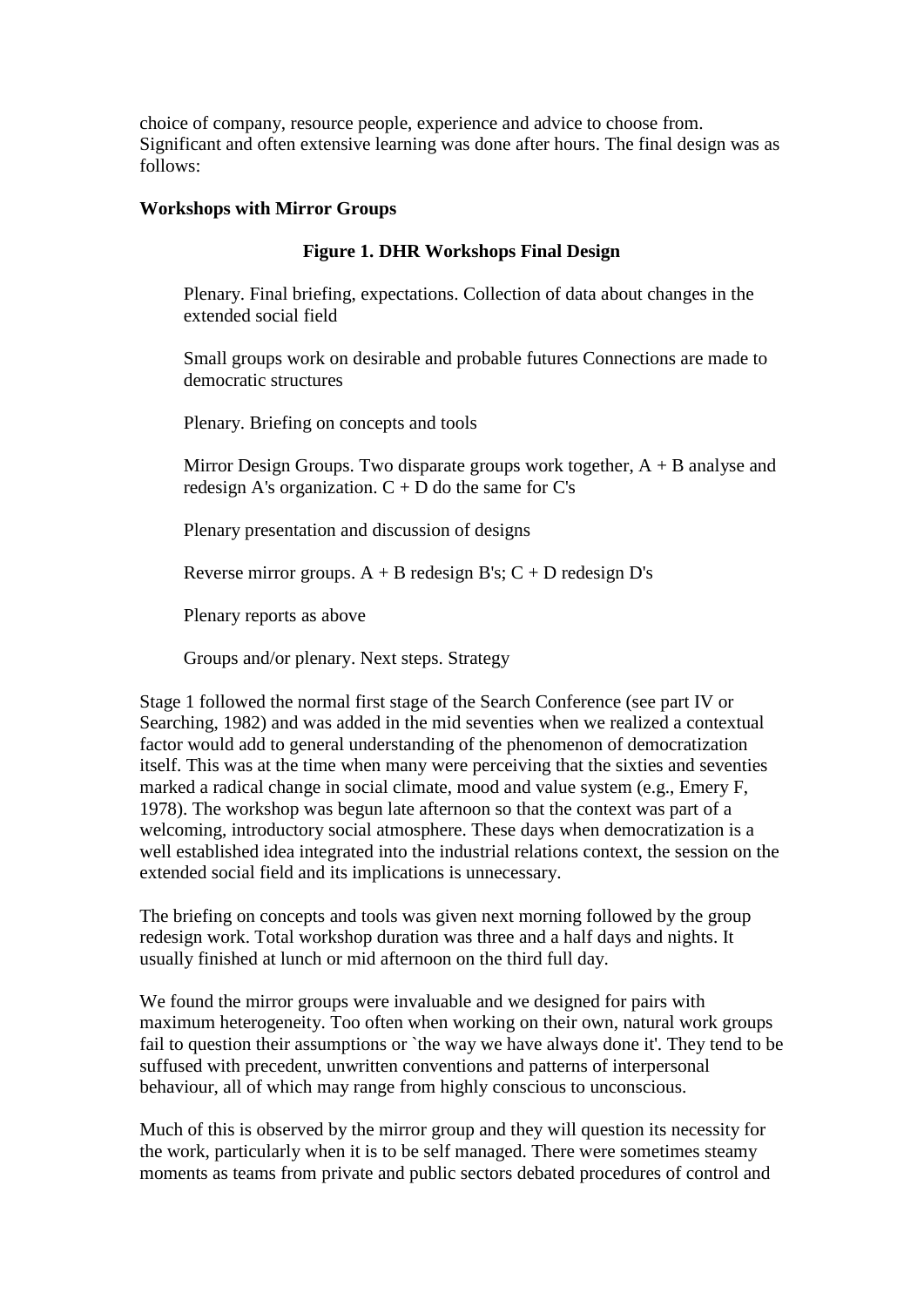choice of company, resource people, experience and advice to choose from. Significant and often extensive learning was done after hours. The final design was as follows:

**Workshops with Mirror Groups**

**Figure 1. DHR Workshops Final Design**

> Plenary. Final briefing, expectations. Collection of data about changes in the extended social field
>
> Small groups work on desirable and probable futures Connections are made to democratic structures
>
> Plenary. Briefing on concepts and tools
>
> Mirror Design Groups. Two disparate groups work together, A + B analyse and redesign A's organization. C + D do the same for C's
>
> Plenary presentation and discussion of designs
>
> Reverse mirror groups. A + B redesign B's; C + D redesign D's
>
> Plenary reports as above
>
> Groups and/or plenary. Next steps. Strategy

Stage 1 followed the normal first stage of the Search Conference (see part IV or Searching, 1982) and was added in the mid seventies when we realized a contextual factor would add to general understanding of the phenomenon of democratization itself. This was at the time when many were perceiving that the sixties and seventies marked a radical change in social climate, mood and value system (e.g., Emery F, 1978). The workshop was begun late afternoon so that the context was part of a welcoming, introductory social atmosphere. These days when democratization is a well established idea integrated into the industrial relations context, the session on the extended social field and its implications is unnecessary.

The briefing on concepts and tools was given next morning followed by the group redesign work. Total workshop duration was three and a half days and nights. It usually finished at lunch or mid afternoon on the third full day.

We found the mirror groups were invaluable and we designed for pairs with maximum heterogeneity. Too often when working on their own, natural work groups fail to question their assumptions or `the way we have always done it'. They tend to be suffused with precedent, unwritten conventions and patterns of interpersonal behaviour, all of which may range from highly conscious to unconscious.

Much of this is observed by the mirror group and they will question its necessity for the work, particularly when it is to be self managed. There were sometimes steamy moments as teams from private and public sectors debated procedures of control and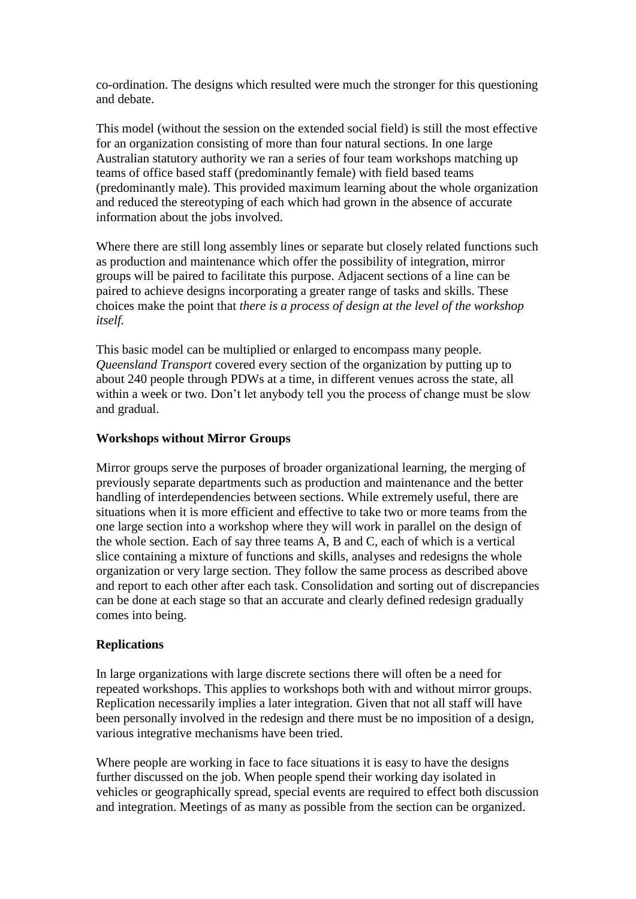co-ordination. The designs which resulted were much the stronger for this questioning and debate.

This model (without the session on the extended social field) is still the most effective for an organization consisting of more than four natural sections. In one large Australian statutory authority we ran a series of four team workshops matching up teams of office based staff (predominantly female) with field based teams (predominantly male). This provided maximum learning about the whole organization and reduced the stereotyping of each which had grown in the absence of accurate information about the jobs involved.

Where there are still long assembly lines or separate but closely related functions such as production and maintenance which offer the possibility of integration, mirror groups will be paired to facilitate this purpose. Adjacent sections of a line can be paired to achieve designs incorporating a greater range of tasks and skills. These choices make the point that *there is a process of design at the level of the workshop itself.*

This basic model can be multiplied or enlarged to encompass many people. *Queensland Transport* covered every section of the organization by putting up to about 240 people through PDWs at a time, in different venues across the state, all within a week or two. Don't let anybody tell you the process of change must be slow and gradual.

### Workshops without Mirror Groups

Mirror groups serve the purposes of broader organizational learning, the merging of previously separate departments such as production and maintenance and the better handling of interdependencies between sections. While extremely useful, there are situations when it is more efficient and effective to take two or more teams from the one large section into a workshop where they will work in parallel on the design of the whole section. Each of say three teams A, B and C, each of which is a vertical slice containing a mixture of functions and skills, analyses and redesigns the whole organization or very large section. They follow the same process as described above and report to each other after each task. Consolidation and sorting out of discrepancies can be done at each stage so that an accurate and clearly defined redesign gradually comes into being.

### Replications

In large organizations with large discrete sections there will often be a need for repeated workshops. This applies to workshops both with and without mirror groups. Replication necessarily implies a later integration. Given that not all staff will have been personally involved in the redesign and there must be no imposition of a design, various integrative mechanisms have been tried.

Where people are working in face to face situations it is easy to have the designs further discussed on the job. When people spend their working day isolated in vehicles or geographically spread, special events are required to effect both discussion and integration. Meetings of as many as possible from the section can be organized.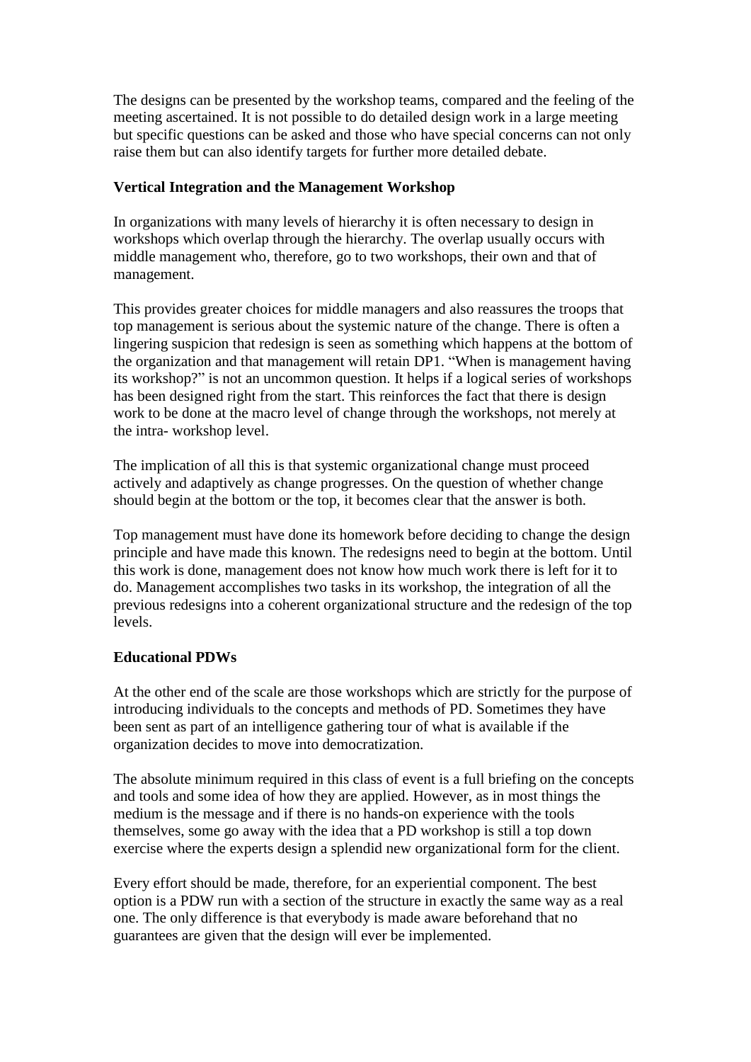The designs can be presented by the workshop teams, compared and the feeling of the meeting ascertained. It is not possible to do detailed design work in a large meeting but specific questions can be asked and those who have special concerns can not only raise them but can also identify targets for further more detailed debate.

**Vertical Integration and the Management Workshop**

In organizations with many levels of hierarchy it is often necessary to design in workshops which overlap through the hierarchy. The overlap usually occurs with middle management who, therefore, go to two workshops, their own and that of management.

This provides greater choices for middle managers and also reassures the troops that top management is serious about the systemic nature of the change. There is often a lingering suspicion that redesign is seen as something which happens at the bottom of the organization and that management will retain DP1. "When is management having its workshop?" is not an uncommon question. It helps if a logical series of workshops has been designed right from the start. This reinforces the fact that there is design work to be done at the macro level of change through the workshops, not merely at the intra- workshop level.

The implication of all this is that systemic organizational change must proceed actively and adaptively as change progresses. On the question of whether change should begin at the bottom or the top, it becomes clear that the answer is both.

Top management must have done its homework before deciding to change the design principle and have made this known. The redesigns need to begin at the bottom. Until this work is done, management does not know how much work there is left for it to do. Management accomplishes two tasks in its workshop, the integration of all the previous redesigns into a coherent organizational structure and the redesign of the top levels.

**Educational PDWs**

At the other end of the scale are those workshops which are strictly for the purpose of introducing individuals to the concepts and methods of PD. Sometimes they have been sent as part of an intelligence gathering tour of what is available if the organization decides to move into democratization.

The absolute minimum required in this class of event is a full briefing on the concepts and tools and some idea of how they are applied. However, as in most things the medium is the message and if there is no hands-on experience with the tools themselves, some go away with the idea that a PD workshop is still a top down exercise where the experts design a splendid new organizational form for the client.

Every effort should be made, therefore, for an experiential component. The best option is a PDW run with a section of the structure in exactly the same way as a real one. The only difference is that everybody is made aware beforehand that no guarantees are given that the design will ever be implemented.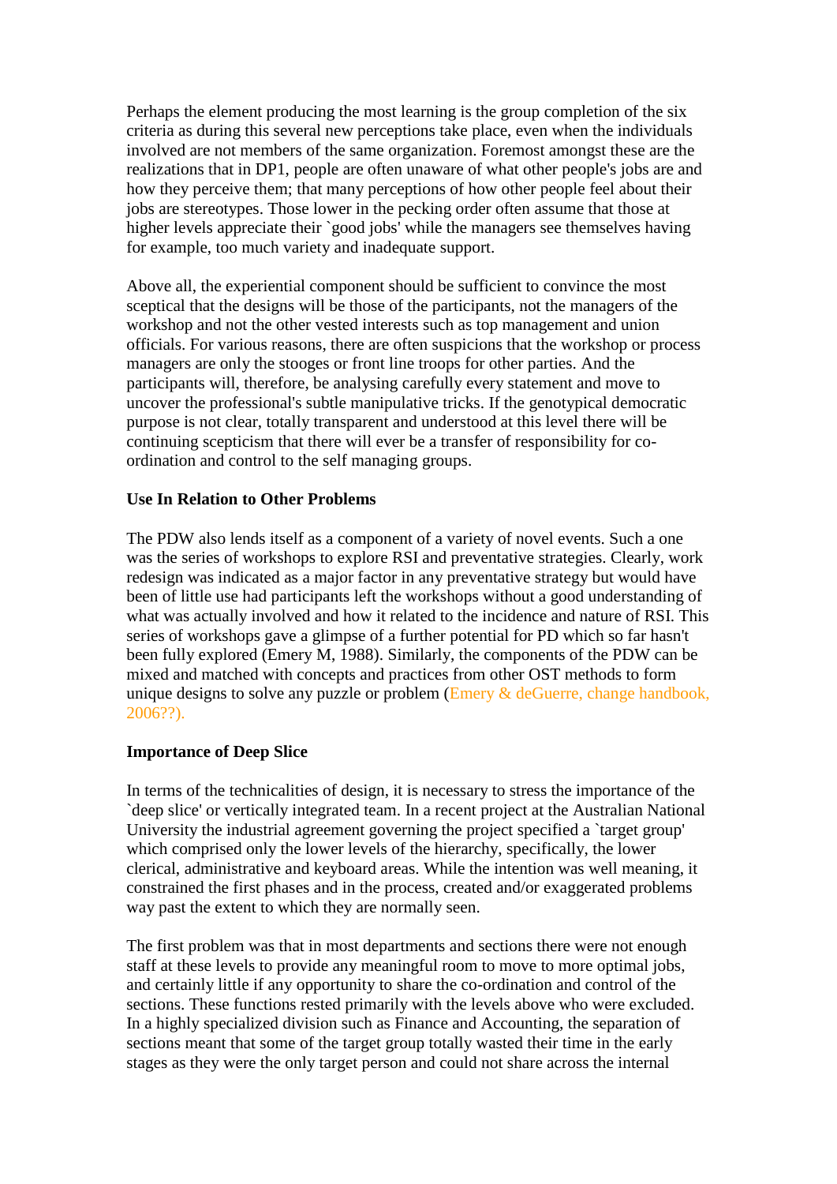Perhaps the element producing the most learning is the group completion of the six criteria as during this several new perceptions take place, even when the individuals involved are not members of the same organization. Foremost amongst these are the realizations that in DP1, people are often unaware of what other people's jobs are and how they perceive them; that many perceptions of how other people feel about their jobs are stereotypes. Those lower in the pecking order often assume that those at higher levels appreciate their `good jobs' while the managers see themselves having for example, too much variety and inadequate support.

Above all, the experiential component should be sufficient to convince the most sceptical that the designs will be those of the participants, not the managers of the workshop and not the other vested interests such as top management and union officials. For various reasons, there are often suspicions that the workshop or process managers are only the stooges or front line troops for other parties. And the participants will, therefore, be analysing carefully every statement and move to uncover the professional's subtle manipulative tricks. If the genotypical democratic purpose is not clear, totally transparent and understood at this level there will be continuing scepticism that there will ever be a transfer of responsibility for co-ordination and control to the self managing groups.

**Use In Relation to Other Problems**

The PDW also lends itself as a component of a variety of novel events. Such a one was the series of workshops to explore RSI and preventative strategies. Clearly, work redesign was indicated as a major factor in any preventative strategy but would have been of little use had participants left the workshops without a good understanding of what was actually involved and how it related to the incidence and nature of RSI. This series of workshops gave a glimpse of a further potential for PD which so far hasn't been fully explored (Emery M, 1988). Similarly, the components of the PDW can be mixed and matched with concepts and practices from other OST methods to form unique designs to solve any puzzle or problem (Emery & deGuerre, change handbook, 2006??).

**Importance of Deep Slice**

In terms of the technicalities of design, it is necessary to stress the importance of the `deep slice' or vertically integrated team. In a recent project at the Australian National University the industrial agreement governing the project specified a `target group' which comprised only the lower levels of the hierarchy, specifically, the lower clerical, administrative and keyboard areas. While the intention was well meaning, it constrained the first phases and in the process, created and/or exaggerated problems way past the extent to which they are normally seen.

The first problem was that in most departments and sections there were not enough staff at these levels to provide any meaningful room to move to more optimal jobs, and certainly little if any opportunity to share the co-ordination and control of the sections. These functions rested primarily with the levels above who were excluded. In a highly specialized division such as Finance and Accounting, the separation of sections meant that some of the target group totally wasted their time in the early stages as they were the only target person and could not share across the internal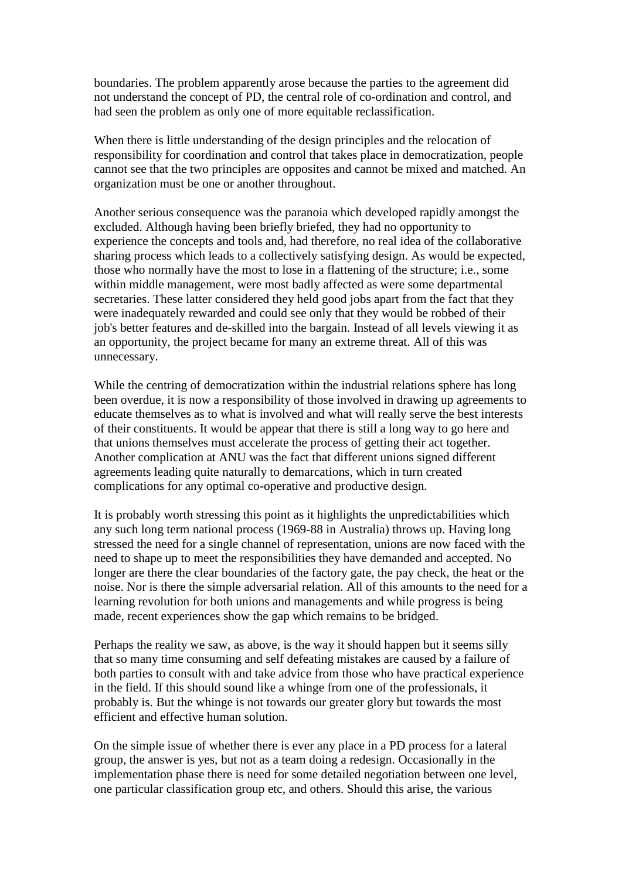boundaries. The problem apparently arose because the parties to the agreement did not understand the concept of PD, the central role of co-ordination and control, and had seen the problem as only one of more equitable reclassification.

When there is little understanding of the design principles and the relocation of responsibility for coordination and control that takes place in democratization, people cannot see that the two principles are opposites and cannot be mixed and matched. An organization must be one or another throughout.

Another serious consequence was the paranoia which developed rapidly amongst the excluded. Although having been briefly briefed, they had no opportunity to experience the concepts and tools and, had therefore, no real idea of the collaborative sharing process which leads to a collectively satisfying design. As would be expected, those who normally have the most to lose in a flattening of the structure; i.e., some within middle management, were most badly affected as were some departmental secretaries. These latter considered they held good jobs apart from the fact that they were inadequately rewarded and could see only that they would be robbed of their job's better features and de-skilled into the bargain. Instead of all levels viewing it as an opportunity, the project became for many an extreme threat. All of this was unnecessary.

While the centring of democratization within the industrial relations sphere has long been overdue, it is now a responsibility of those involved in drawing up agreements to educate themselves as to what is involved and what will really serve the best interests of their constituents. It would be appear that there is still a long way to go here and that unions themselves must accelerate the process of getting their act together. Another complication at ANU was the fact that different unions signed different agreements leading quite naturally to demarcations, which in turn created complications for any optimal co-operative and productive design.

It is probably worth stressing this point as it highlights the unpredictabilities which any such long term national process (1969-88 in Australia) throws up. Having long stressed the need for a single channel of representation, unions are now faced with the need to shape up to meet the responsibilities they have demanded and accepted. No longer are there the clear boundaries of the factory gate, the pay check, the heat or the noise. Nor is there the simple adversarial relation. All of this amounts to the need for a learning revolution for both unions and managements and while progress is being made, recent experiences show the gap which remains to be bridged.

Perhaps the reality we saw, as above, is the way it should happen but it seems silly that so many time consuming and self defeating mistakes are caused by a failure of both parties to consult with and take advice from those who have practical experience in the field. If this should sound like a whinge from one of the professionals, it probably is. But the whinge is not towards our greater glory but towards the most efficient and effective human solution.

On the simple issue of whether there is ever any place in a PD process for a lateral group, the answer is yes, but not as a team doing a redesign. Occasionally in the implementation phase there is need for some detailed negotiation between one level, one particular classification group etc, and others. Should this arise, the various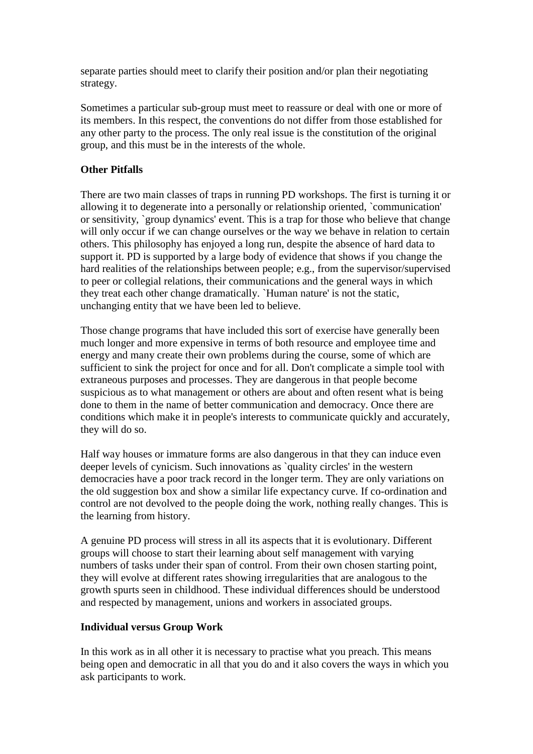separate parties should meet to clarify their position and/or plan their negotiating strategy.

Sometimes a particular sub-group must meet to reassure or deal with one or more of its members. In this respect, the conventions do not differ from those established for any other party to the process. The only real issue is the constitution of the original group, and this must be in the interests of the whole.

**Other Pitfalls**

There are two main classes of traps in running PD workshops. The first is turning it or allowing it to degenerate into a personally or relationship oriented, `communication' or sensitivity, `group dynamics' event. This is a trap for those who believe that change will only occur if we can change ourselves or the way we behave in relation to certain others. This philosophy has enjoyed a long run, despite the absence of hard data to support it. PD is supported by a large body of evidence that shows if you change the hard realities of the relationships between people; e.g., from the supervisor/supervised to peer or collegial relations, their communications and the general ways in which they treat each other change dramatically. `Human nature' is not the static, unchanging entity that we have been led to believe.

Those change programs that have included this sort of exercise have generally been much longer and more expensive in terms of both resource and employee time and energy and many create their own problems during the course, some of which are sufficient to sink the project for once and for all. Don't complicate a simple tool with extraneous purposes and processes. They are dangerous in that people become suspicious as to what management or others are about and often resent what is being done to them in the name of better communication and democracy. Once there are conditions which make it in people's interests to communicate quickly and accurately, they will do so.

Half way houses or immature forms are also dangerous in that they can induce even deeper levels of cynicism. Such innovations as `quality circles' in the western democracies have a poor track record in the longer term. They are only variations on the old suggestion box and show a similar life expectancy curve. If co-ordination and control are not devolved to the people doing the work, nothing really changes. This is the learning from history.

A genuine PD process will stress in all its aspects that it is evolutionary. Different groups will choose to start their learning about self management with varying numbers of tasks under their span of control. From their own chosen starting point, they will evolve at different rates showing irregularities that are analogous to the growth spurts seen in childhood. These individual differences should be understood and respected by management, unions and workers in associated groups.

**Individual versus Group Work**

In this work as in all other it is necessary to practise what you preach. This means being open and democratic in all that you do and it also covers the ways in which you ask participants to work.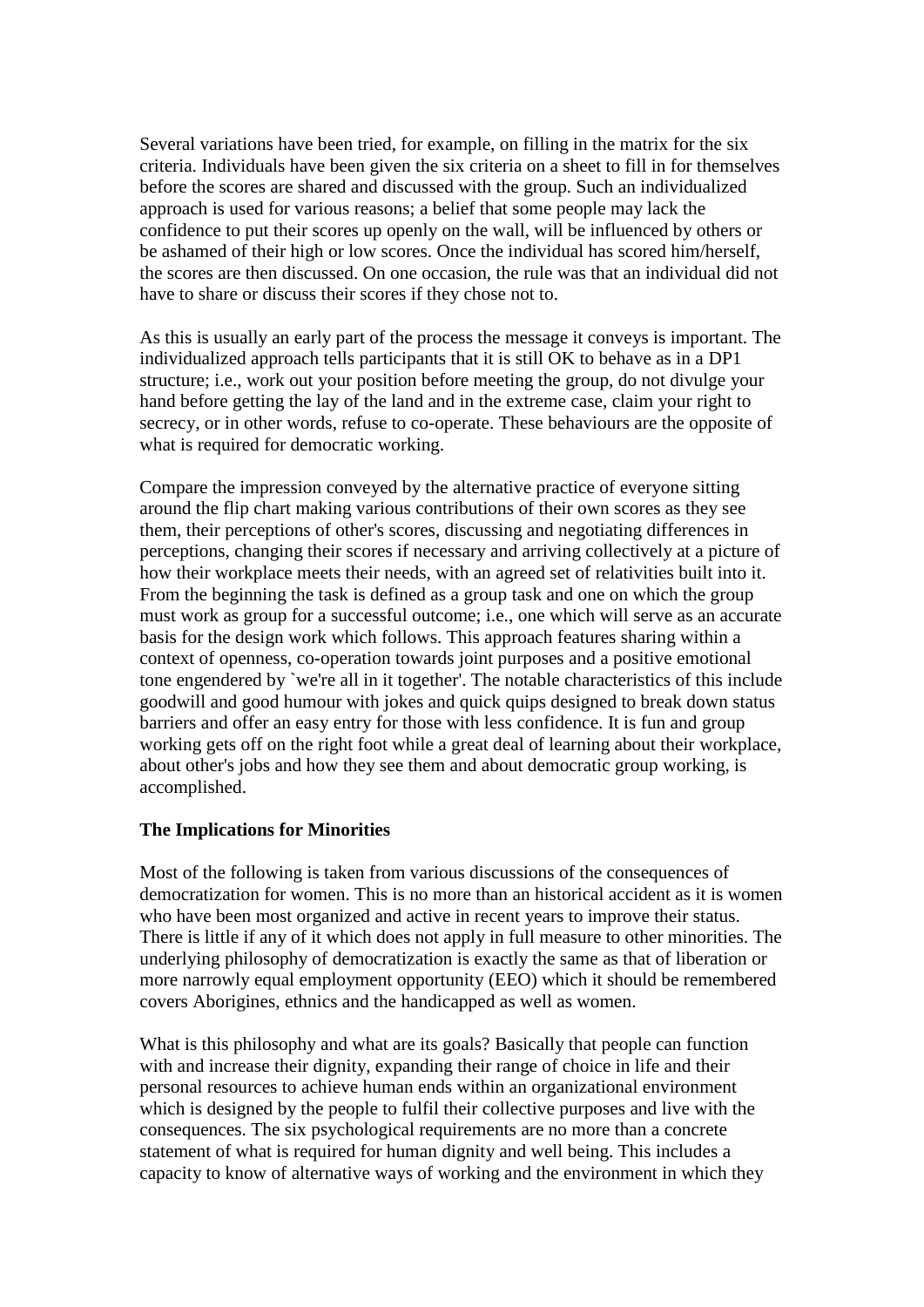Several variations have been tried, for example, on filling in the matrix for the six criteria. Individuals have been given the six criteria on a sheet to fill in for themselves before the scores are shared and discussed with the group. Such an individualized approach is used for various reasons; a belief that some people may lack the confidence to put their scores up openly on the wall, will be influenced by others or be ashamed of their high or low scores. Once the individual has scored him/herself, the scores are then discussed. On one occasion, the rule was that an individual did not have to share or discuss their scores if they chose not to.

As this is usually an early part of the process the message it conveys is important. The individualized approach tells participants that it is still OK to behave as in a DP1 structure; i.e., work out your position before meeting the group, do not divulge your hand before getting the lay of the land and in the extreme case, claim your right to secrecy, or in other words, refuse to co-operate. These behaviours are the opposite of what is required for democratic working.

Compare the impression conveyed by the alternative practice of everyone sitting around the flip chart making various contributions of their own scores as they see them, their perceptions of other's scores, discussing and negotiating differences in perceptions, changing their scores if necessary and arriving collectively at a picture of how their workplace meets their needs, with an agreed set of relativities built into it. From the beginning the task is defined as a group task and one on which the group must work as group for a successful outcome; i.e., one which will serve as an accurate basis for the design work which follows. This approach features sharing within a context of openness, co-operation towards joint purposes and a positive emotional tone engendered by `we're all in it together'. The notable characteristics of this include goodwill and good humour with jokes and quick quips designed to break down status barriers and offer an easy entry for those with less confidence. It is fun and group working gets off on the right foot while a great deal of learning about their workplace, about other's jobs and how they see them and about democratic group working, is accomplished.

**The Implications for Minorities**

Most of the following is taken from various discussions of the consequences of democratization for women. This is no more than an historical accident as it is women who have been most organized and active in recent years to improve their status. There is little if any of it which does not apply in full measure to other minorities. The underlying philosophy of democratization is exactly the same as that of liberation or more narrowly equal employment opportunity (EEO) which it should be remembered covers Aborigines, ethnics and the handicapped as well as women.

What is this philosophy and what are its goals? Basically that people can function with and increase their dignity, expanding their range of choice in life and their personal resources to achieve human ends within an organizational environment which is designed by the people to fulfil their collective purposes and live with the consequences. The six psychological requirements are no more than a concrete statement of what is required for human dignity and well being. This includes a capacity to know of alternative ways of working and the environment in which they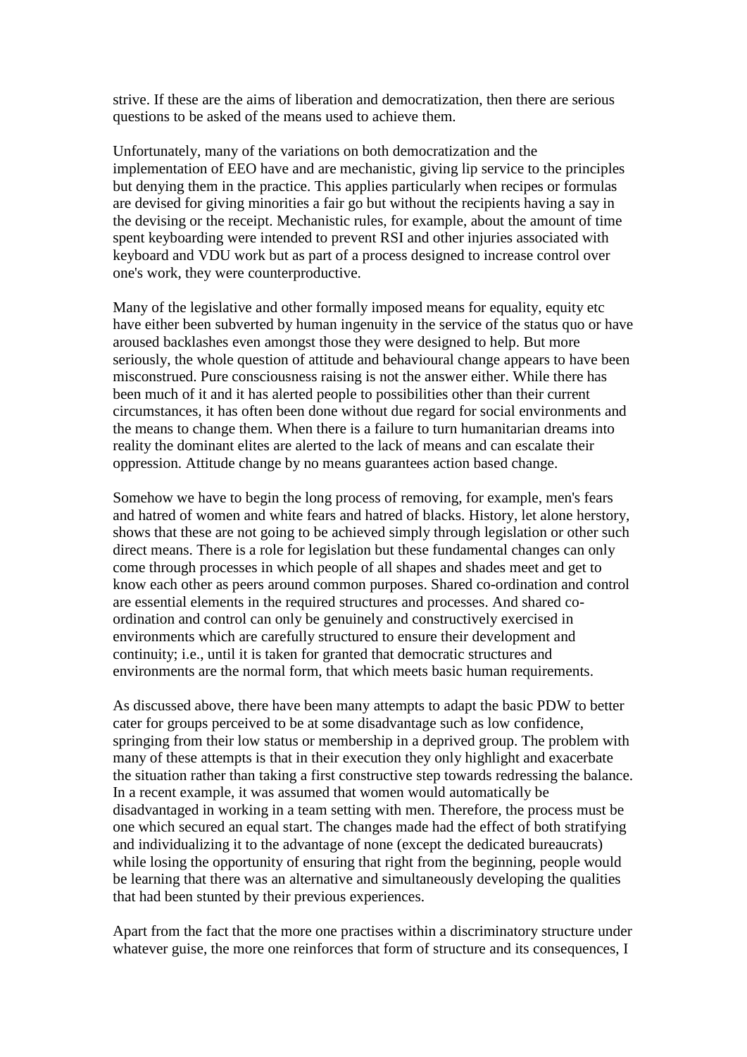strive. If these are the aims of liberation and democratization, then there are serious questions to be asked of the means used to achieve them.

Unfortunately, many of the variations on both democratization and the implementation of EEO have and are mechanistic, giving lip service to the principles but denying them in the practice. This applies particularly when recipes or formulas are devised for giving minorities a fair go but without the recipients having a say in the devising or the receipt. Mechanistic rules, for example, about the amount of time spent keyboarding were intended to prevent RSI and other injuries associated with keyboard and VDU work but as part of a process designed to increase control over one's work, they were counterproductive.

Many of the legislative and other formally imposed means for equality, equity etc have either been subverted by human ingenuity in the service of the status quo or have aroused backlashes even amongst those they were designed to help. But more seriously, the whole question of attitude and behavioural change appears to have been misconstrued. Pure consciousness raising is not the answer either. While there has been much of it and it has alerted people to possibilities other than their current circumstances, it has often been done without due regard for social environments and the means to change them. When there is a failure to turn humanitarian dreams into reality the dominant elites are alerted to the lack of means and can escalate their oppression. Attitude change by no means guarantees action based change.

Somehow we have to begin the long process of removing, for example, men's fears and hatred of women and white fears and hatred of blacks. History, let alone herstory, shows that these are not going to be achieved simply through legislation or other such direct means. There is a role for legislation but these fundamental changes can only come through processes in which people of all shapes and shades meet and get to know each other as peers around common purposes. Shared co-ordination and control are essential elements in the required structures and processes. And shared co-ordination and control can only be genuinely and constructively exercised in environments which are carefully structured to ensure their development and continuity; i.e., until it is taken for granted that democratic structures and environments are the normal form, that which meets basic human requirements.

As discussed above, there have been many attempts to adapt the basic PDW to better cater for groups perceived to be at some disadvantage such as low confidence, springing from their low status or membership in a deprived group. The problem with many of these attempts is that in their execution they only highlight and exacerbate the situation rather than taking a first constructive step towards redressing the balance. In a recent example, it was assumed that women would automatically be disadvantaged in working in a team setting with men. Therefore, the process must be one which secured an equal start. The changes made had the effect of both stratifying and individualizing it to the advantage of none (except the dedicated bureaucrats) while losing the opportunity of ensuring that right from the beginning, people would be learning that there was an alternative and simultaneously developing the qualities that had been stunted by their previous experiences.

Apart from the fact that the more one practises within a discriminatory structure under whatever guise, the more one reinforces that form of structure and its consequences, I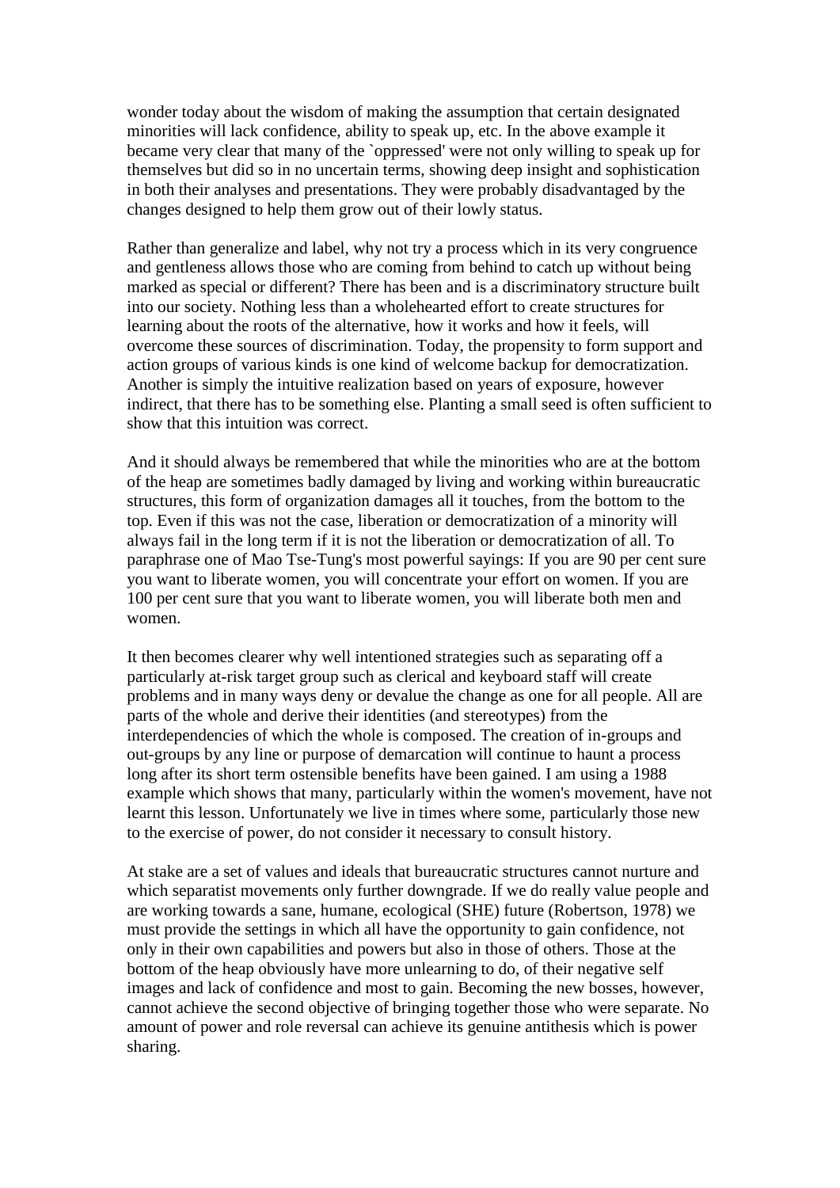wonder today about the wisdom of making the assumption that certain designated minorities will lack confidence, ability to speak up, etc. In the above example it became very clear that many of the `oppressed' were not only willing to speak up for themselves but did so in no uncertain terms, showing deep insight and sophistication in both their analyses and presentations. They were probably disadvantaged by the changes designed to help them grow out of their lowly status.

Rather than generalize and label, why not try a process which in its very congruence and gentleness allows those who are coming from behind to catch up without being marked as special or different? There has been and is a discriminatory structure built into our society. Nothing less than a wholehearted effort to create structures for learning about the roots of the alternative, how it works and how it feels, will overcome these sources of discrimination. Today, the propensity to form support and action groups of various kinds is one kind of welcome backup for democratization. Another is simply the intuitive realization based on years of exposure, however indirect, that there has to be something else. Planting a small seed is often sufficient to show that this intuition was correct.

And it should always be remembered that while the minorities who are at the bottom of the heap are sometimes badly damaged by living and working within bureaucratic structures, this form of organization damages all it touches, from the bottom to the top. Even if this was not the case, liberation or democratization of a minority will always fail in the long term if it is not the liberation or democratization of all. To paraphrase one of Mao Tse-Tung's most powerful sayings: If you are 90 per cent sure you want to liberate women, you will concentrate your effort on women. If you are 100 per cent sure that you want to liberate women, you will liberate both men and women.

It then becomes clearer why well intentioned strategies such as separating off a particularly at-risk target group such as clerical and keyboard staff will create problems and in many ways deny or devalue the change as one for all people. All are parts of the whole and derive their identities (and stereotypes) from the interdependencies of which the whole is composed. The creation of in-groups and out-groups by any line or purpose of demarcation will continue to haunt a process long after its short term ostensible benefits have been gained. I am using a 1988 example which shows that many, particularly within the women's movement, have not learnt this lesson. Unfortunately we live in times where some, particularly those new to the exercise of power, do not consider it necessary to consult history.

At stake are a set of values and ideals that bureaucratic structures cannot nurture and which separatist movements only further downgrade. If we do really value people and are working towards a sane, humane, ecological (SHE) future (Robertson, 1978) we must provide the settings in which all have the opportunity to gain confidence, not only in their own capabilities and powers but also in those of others. Those at the bottom of the heap obviously have more unlearning to do, of their negative self images and lack of confidence and most to gain. Becoming the new bosses, however, cannot achieve the second objective of bringing together those who were separate. No amount of power and role reversal can achieve its genuine antithesis which is power sharing.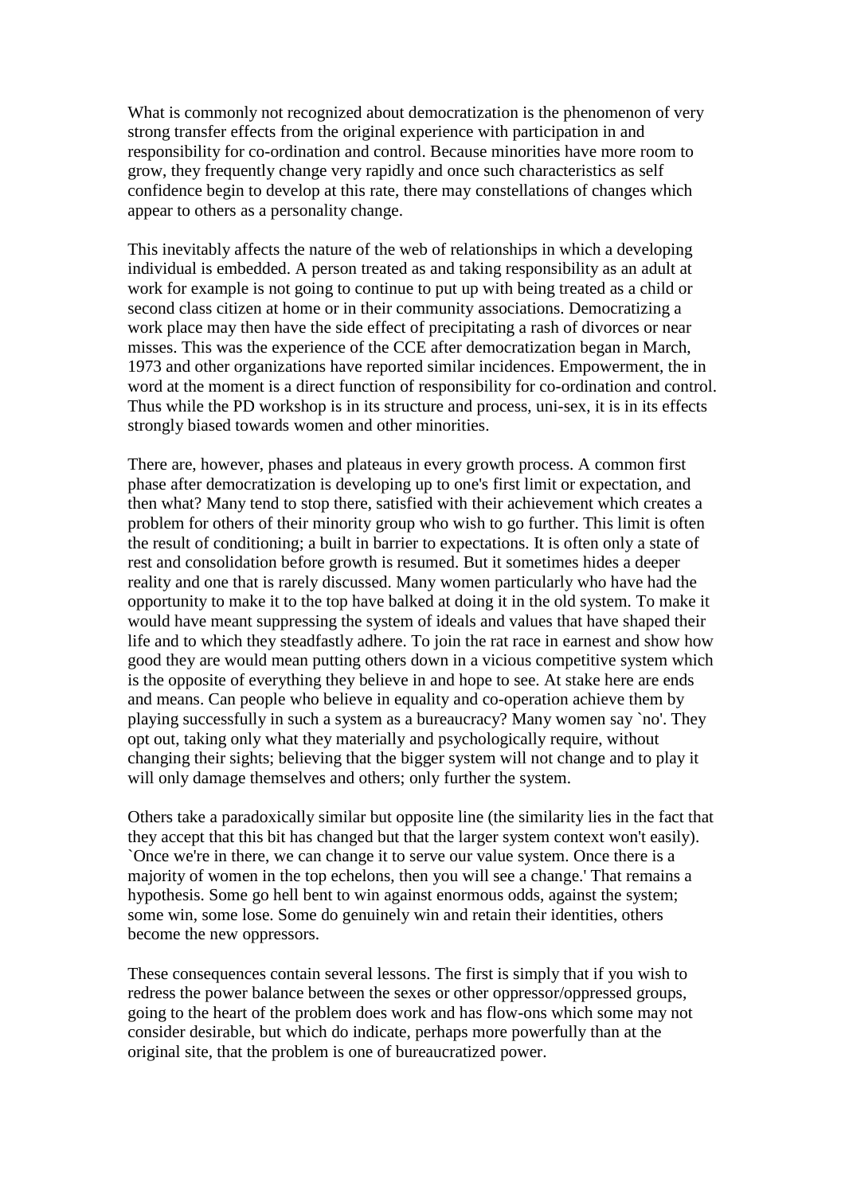What is commonly not recognized about democratization is the phenomenon of very strong transfer effects from the original experience with participation in and responsibility for co-ordination and control. Because minorities have more room to grow, they frequently change very rapidly and once such characteristics as self confidence begin to develop at this rate, there may constellations of changes which appear to others as a personality change.

This inevitably affects the nature of the web of relationships in which a developing individual is embedded. A person treated as and taking responsibility as an adult at work for example is not going to continue to put up with being treated as a child or second class citizen at home or in their community associations. Democratizing a work place may then have the side effect of precipitating a rash of divorces or near misses. This was the experience of the CCE after democratization began in March, 1973 and other organizations have reported similar incidences. Empowerment, the in word at the moment is a direct function of responsibility for co-ordination and control. Thus while the PD workshop is in its structure and process, uni-sex, it is in its effects strongly biased towards women and other minorities.

There are, however, phases and plateaus in every growth process. A common first phase after democratization is developing up to one's first limit or expectation, and then what? Many tend to stop there, satisfied with their achievement which creates a problem for others of their minority group who wish to go further. This limit is often the result of conditioning; a built in barrier to expectations. It is often only a state of rest and consolidation before growth is resumed. But it sometimes hides a deeper reality and one that is rarely discussed. Many women particularly who have had the opportunity to make it to the top have balked at doing it in the old system. To make it would have meant suppressing the system of ideals and values that have shaped their life and to which they steadfastly adhere. To join the rat race in earnest and show how good they are would mean putting others down in a vicious competitive system which is the opposite of everything they believe in and hope to see. At stake here are ends and means. Can people who believe in equality and co-operation achieve them by playing successfully in such a system as a bureaucracy? Many women say `no'. They opt out, taking only what they materially and psychologically require, without changing their sights; believing that the bigger system will not change and to play it will only damage themselves and others; only further the system.

Others take a paradoxically similar but opposite line (the similarity lies in the fact that they accept that this bit has changed but that the larger system context won't easily). `Once we're in there, we can change it to serve our value system. Once there is a majority of women in the top echelons, then you will see a change.' That remains a hypothesis. Some go hell bent to win against enormous odds, against the system; some win, some lose. Some do genuinely win and retain their identities, others become the new oppressors.

These consequences contain several lessons. The first is simply that if you wish to redress the power balance between the sexes or other oppressor/oppressed groups, going to the heart of the problem does work and has flow-ons which some may not consider desirable, but which do indicate, perhaps more powerfully than at the original site, that the problem is one of bureaucratized power.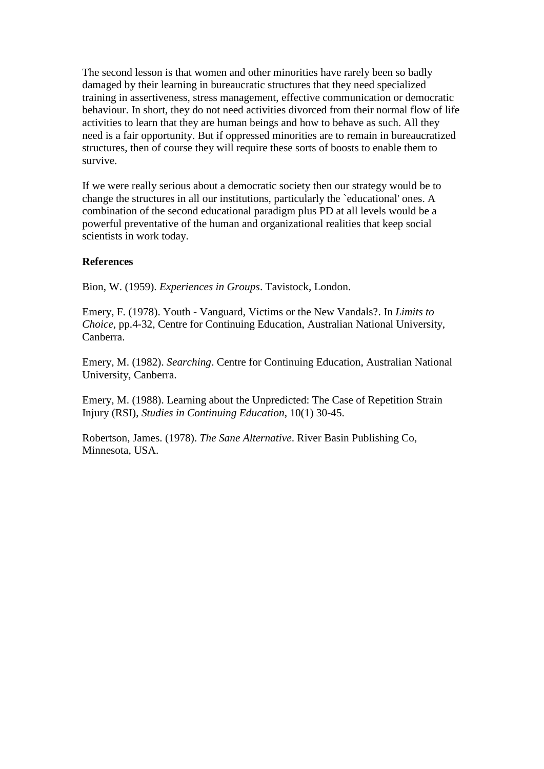The second lesson is that women and other minorities have rarely been so badly damaged by their learning in bureaucratic structures that they need specialized training in assertiveness, stress management, effective communication or democratic behaviour. In short, they do not need activities divorced from their normal flow of life activities to learn that they are human beings and how to behave as such. All they need is a fair opportunity. But if oppressed minorities are to remain in bureaucratized structures, then of course they will require these sorts of boosts to enable them to survive.

If we were really serious about a democratic society then our strategy would be to change the structures in all our institutions, particularly the `educational' ones. A combination of the second educational paradigm plus PD at all levels would be a powerful preventative of the human and organizational realities that keep social scientists in work today.

**References**

Bion, W. (1959). *Experiences in Groups*. Tavistock, London.

Emery, F. (1978). Youth - Vanguard, Victims or the New Vandals?. In *Limits to Choice*, pp.4-32, Centre for Continuing Education, Australian National University, Canberra.

Emery, M. (1982). *Searching*. Centre for Continuing Education, Australian National University, Canberra.

Emery, M. (1988). Learning about the Unpredicted: The Case of Repetition Strain Injury (RSI), *Studies in Continuing Education*, 10(1) 30-45.

Robertson, James. (1978). *The Sane Alternative*. River Basin Publishing Co, Minnesota, USA.